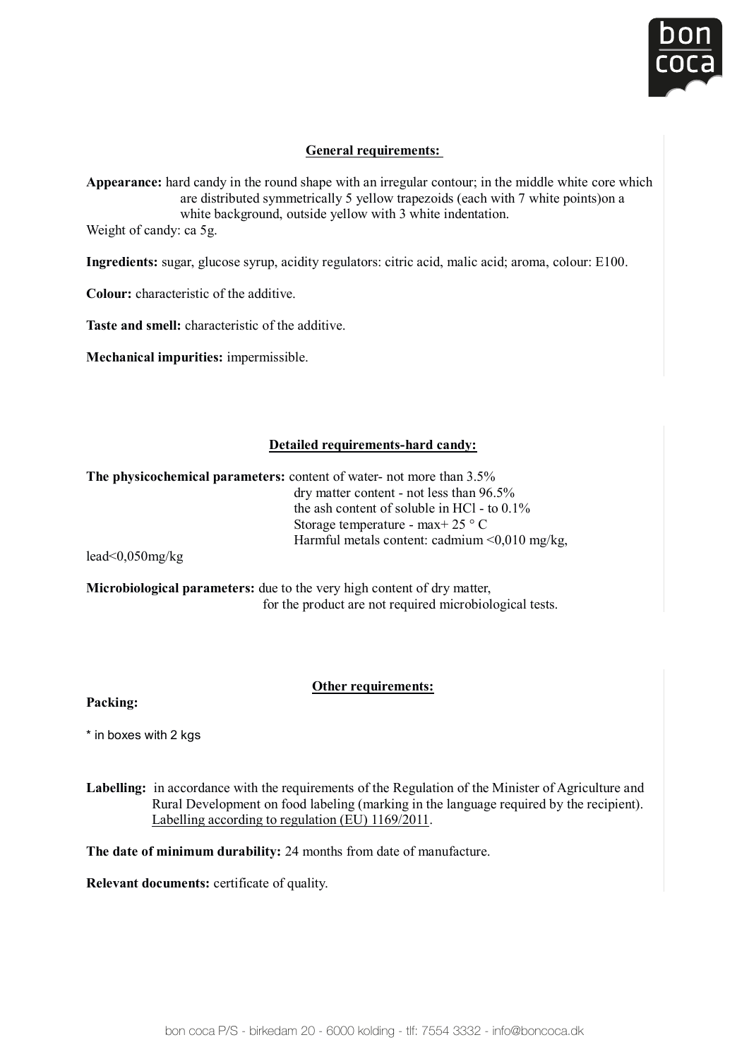## General requirements:

**Appearance:** hard candy in the round shape with an irregular contour; in the middle white core which are distributed symmetrically 5 yellow trapezoids (each with 7 white points)on a white background, outside yellow with 3 white indentation.

Weight of candy: ca 5g.

**Ingredients:** sugar, glucose syrup, acidity regulators: citric acid, malic acid; aroma, colour: E100.

**Colour:** characteristic of the additive.

**Taste and smell:** characteristic of the additive.

**Mechanical impurities:** impermissible.

## Detailed requirements-hard candy:

**The physicochemical parameters:** content of water- not more than 3.5%
dry matter content - not less than 96.5%
the ash content of soluble in HCl - to 0.1%
Storage temperature - max+ 25 ° C
Harmful metals content: cadmium <0,010 mg/kg,
lead<0,050mg/kg

**Microbiological parameters:** due to the very high content of dry matter, for the product are not required microbiological tests.

## Other requirements:

**Packing:**

* in boxes with 2 kgs

**Labelling:** in accordance with the requirements of the Regulation of the Minister of Agriculture and Rural Development on food labeling (marking in the language required by the recipient). Labelling according to regulation (EU) 1169/2011.

**The date of minimum durability:** 24 months from date of manufacture.

**Relevant documents:** certificate of quality.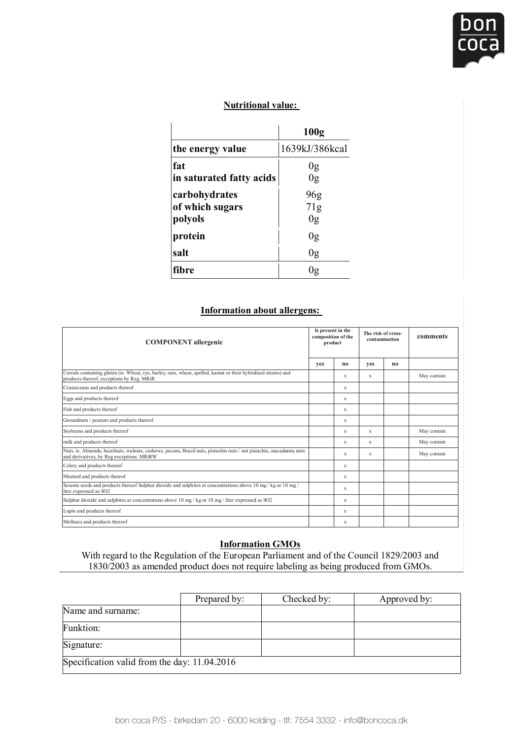## Nutritional value:

| | 100g |
|---|---|
| the energy value | 1639kJ/386kcal |
| fat | 0g |
| in saturated fatty acids | 0g |
| carbohydrates | 96g |
| of which sugars | 71g |
| polyols | 0g |
| protein | 0g |
| salt | 0g |
| fibre | 0g |

## Information about allergens:

| COMPONENT allergenic | Is present in the composition of the product | | The risk of cross-contamination | | comments |
|---|---|---|---|---|---|
| | yes | no | yes | no | |
| Cereals containing gluten (ie. Wheat, rye, barley, oats, wheat, spelled, kamut or their hybridised strains) and products thereof, exceptions by Reg. MRiR | | x | x | | May contain |
| Crustaceans and products thereof | | x | | | |
| Eggs and products thereof | | x | | | |
| Fish and products thereof | | x | | | |
| Groundnuts / peanuts and products thereof | | x | | | |
| Soybeans and products thereof | | x | x | | May contain |
| milk and products thereof | | x | x | | May contain |
| Nuts, ie. Almonds, hazelnuts, walnuts, cashews, pecans, Brazil nuts, pistachio nuts / nut pistachio, macadamia nuts and derivatives, by Reg exceptions. MRiRW | | x | x | | May contain |
| Celery and products thereof | | x | | | |
| Mustard and products thereof | | x | | | |
| Sesame seeds and products thereof Sulphur dioxide and sulphites at concentrations above 10 mg / kg or 10 mg / liter expressed as SO2 | | x | | | |
| Sulphur dioxide and sulphites at concentrations above 10 mg / kg or 10 mg / liter expressed as SO2 | | x | | | |
| Lupin and products thereof | | x | | | |
| Molluscs and products thereof | | x | | | |

## Information GMOs

With regard to the Regulation of the European Parliament and of the Council 1829/2003 and 1830/2003 as amended product does not require labeling as being produced from GMOs.

| | Prepared by: | Checked by: | Approved by: |
|---|---|---|---|
| Name and surname: | | | |
| Funktion: | | | |
| Signature: | | | |
| Specification valid from the day: 11.04.2016 | | | |

bon coca P/S - birkedam 20 - 6000 kolding - tlf: 7554 3332 - info@boncoca.dk